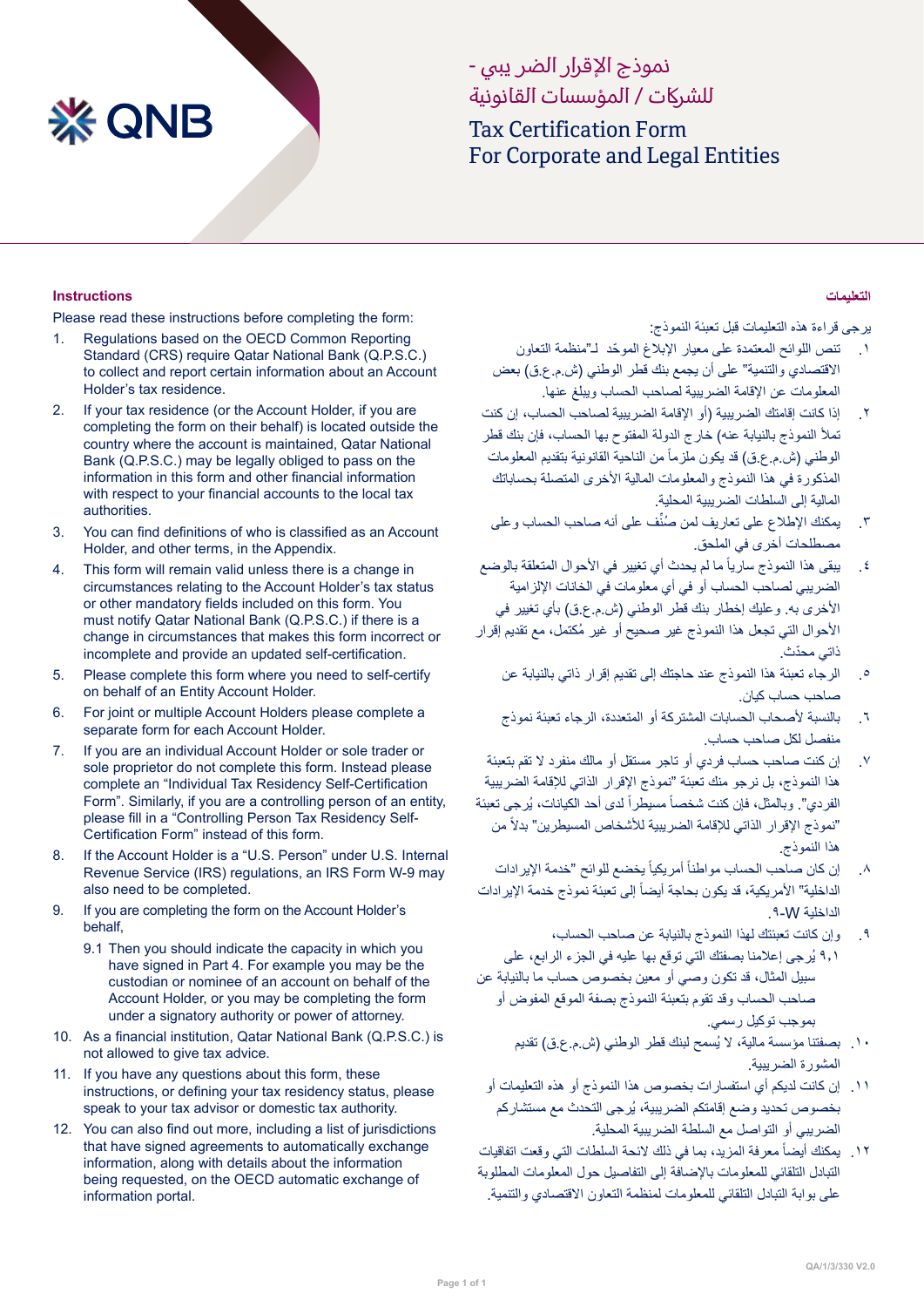# نموذج الإقرار الضريبي - للشركات / المؤسسات القانونية

# Tax Certification Form For Corporate and Legal Entities

## Instructions

Please read these instructions before completing the form:

1. Regulations based on the OECD Common Reporting Standard (CRS) require Qatar National Bank (Q.P.S.C.) to collect and report certain information about an Account Holder's tax residence.
2. If your tax residence (or the Account Holder, if you are completing the form on their behalf) is located outside the country where the account is maintained, Qatar National Bank (Q.P.S.C.) may be legally obliged to pass on the information in this form and other financial information with respect to your financial accounts to the local tax authorities.
3. You can find definitions of who is classified as an Account Holder, and other terms, in the Appendix.
4. This form will remain valid unless there is a change in circumstances relating to the Account Holder's tax status or other mandatory fields included on this form. You must notify Qatar National Bank (Q.P.S.C.) if there is a change in circumstances that makes this form incorrect or incomplete and provide an updated self-certification.
5. Please complete this form where you need to self-certify on behalf of an Entity Account Holder.
6. For joint or multiple Account Holders please complete a separate form for each Account Holder.
7. If you are an individual Account Holder or sole trader or sole proprietor do not complete this form. Instead please complete an "Individual Tax Residency Self-Certification Form". Similarly, if you are a controlling person of an entity, please fill in a "Controlling Person Tax Residency Self-Certification Form" instead of this form.
8. If the Account Holder is a "U.S. Person" under U.S. Internal Revenue Service (IRS) regulations, an IRS Form W-9 may also need to be completed.
9. If you are completing the form on the Account Holder's behalf,
   - 9.1 Then you should indicate the capacity in which you have signed in Part 4. For example you may be the custodian or nominee of an account on behalf of the Account Holder, or you may be completing the form under a signatory authority or power of attorney.
10. As a financial institution, Qatar National Bank (Q.P.S.C.) is not allowed to give tax advice.
11. If you have any questions about this form, these instructions, or defining your tax residency status, please speak to your tax advisor or domestic tax authority.
12. You can also find out more, including a list of jurisdictions that have signed agreements to automatically exchange information, along with details about the information being requested, on the OECD automatic exchange of information portal.

## التعليمات

يرجى قراءة هذه التعليمات قبل تعبئة النموذج:

١. تنص اللوائح المعتمدة على معيار الإبلاغ الموحّد لـ"منظمة التعاون الاقتصادي والتنمية" على أن يجمع بنك قطر الوطني (ش.م.ع.ق) بعض المعلومات عن الإقامة الضريبية لصاحب الحساب ويبلغ عنها.

٢. إذا كانت إقامتك الضريبية (أو الإقامة الضريبية لصاحب الحساب، إن كنت تملأ النموذج بالنيابة عنه) خارج الدولة المفتوح بها الحساب، فإن بنك قطر الوطني (ش.م.ع.ق) قد يكون ملزماً من الناحية القانونية بتقديم المعلومات المذكورة في هذا النموذج والمعلومات المالية الأخرى المتصلة بحساباتك المالية إلى السلطات الضريبية المحلية.

٣. يمكنك الإطلاع على تعاريف لمن صُنِّف على أنه صاحب الحساب وعلى مصطلحات أخرى في الملحق.

٤. يبقى هذا النموذج سارياً ما لم يحدث أي تغيير في الأحوال المتعلقة بالوضع الضريبي لصاحب الحساب أو في أي معلومات في الخانات الإلزامية الأخرى به. وعليك إخطار بنك قطر الوطني (ش.م.ع.ق) بأي تغيير في الأحوال التي تجعل هذا النموذج غير صحيح أو غير مُكتمل، مع تقديم إقرار ذاتي محدّث.

٥. الرجاء تعبئة هذا النموذج عند حاجتك إلى تقديم إقرار ذاتي بالنيابة عن صاحب حساب كيان.

٦. بالنسبة لأصحاب الحسابات المشتركة أو المتعددة، الرجاء تعبئة نموذج منفصل لكل صاحب حساب.

٧. إن كنت صاحب حساب فردي أو تاجر مستقل أو مالك منفرد لا تقم بتعبئة هذا النموذج، بل نرجو منك تعبئة "نموذج الإقرار الذاتي للإقامة الضريبية الفردي". وبالمثل، فإن كنت شخصاً مسيطراً لدى أحد الكيانات، يُرجى تعبئة "نموذج الإقرار الذاتي للإقامة الضريبية للأشخاص المسيطرين" بدلاً من هذا النموذج.

٨. إن كان صاحب الحساب مواطناً أمريكياً يخضع للوائح "خدمة الإيرادات الداخلية" الأمريكية، قد يكون بحاجة أيضاً إلى تعبئة نموذج خدمة الإيرادات الداخلية W-9.

٩. وإن كانت تعبئتك لهذا النموذج بالنيابة عن صاحب الحساب،
   - ٩،١ يُرجى إعلامنا بصفتك التي توقع بها عليه في الجزء الرابع، على سبيل المثال، قد تكون وصي أو معين بخصوص حساب ما بالنيابة عن صاحب الحساب وقد تقوم بتعبئة النموذج بصفة الموقع المفوض أو بموجب توكيل رسمي.

١٠. بصفتنا مؤسسة مالية، لا يُسمح لبنك قطر الوطني (ش.م.ع.ق) تقديم المشورة الضريبية.

١١. إن كانت لديكم أي استفسارات بخصوص هذا النموذج أو هذه التعليمات أو بخصوص تحديد وضع إقامتكم الضريبية، يُرجى التحدث مع مستشاركم الضريبي أو التواصل مع السلطة الضريبية المحلية.

١٢. يمكنك أيضاً معرفة المزيد، بما في ذلك لائحة السلطات التي وقعت اتفاقيات التبادل التلقائي للمعلومات بالإضافة إلى التفاصيل حول المعلومات المطلوبة على بوابة التبادل التلقائي للمعلومات لمنظمة التعاون الاقتصادي والتنمية.

QA/1/3/330 V2.0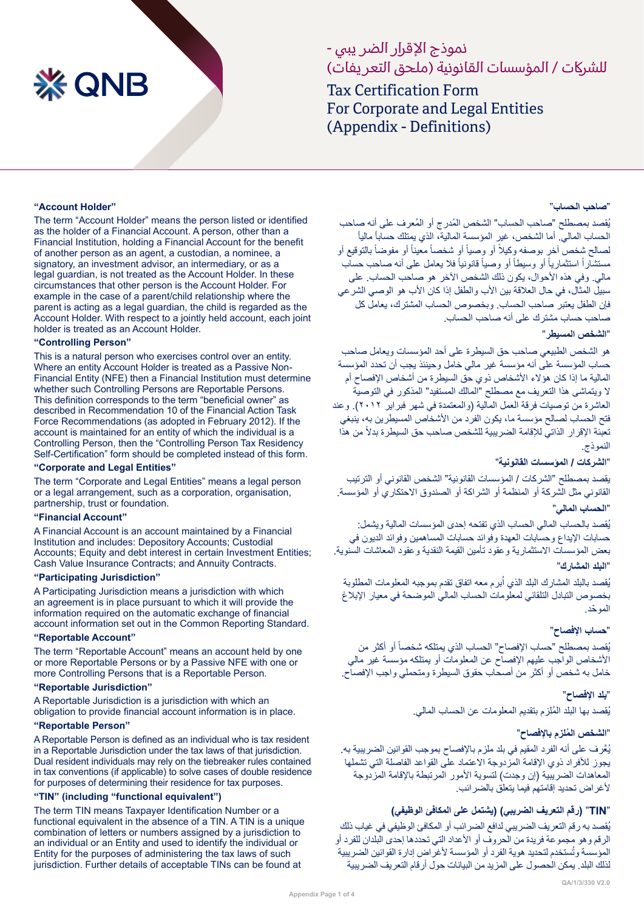# نموذج الإقرار الضريبي - للشركات / المؤسسات القانونية (ملحق التعريفات)

# Tax Certification Form For Corporate and Legal Entities (Appendix - Definitions)

**"Account Holder"**

The term "Account Holder" means the person listed or identified as the holder of a Financial Account. A person, other than a Financial Institution, holding a Financial Account for the benefit of another person as an agent, a custodian, a nominee, a signatory, an investment advisor, an intermediary, or as a legal guardian, is not treated as the Account Holder. In these circumstances that other person is the Account Holder. For example in the case of a parent/child relationship where the parent is acting as a legal guardian, the child is regarded as the Account Holder. With respect to a jointly held account, each joint holder is treated as an Account Holder.

**"Controlling Person"**

This is a natural person who exercises control over an entity. Where an entity Account Holder is treated as a Passive Non-Financial Entity (NFE) then a Financial Institution must determine whether such Controlling Persons are Reportable Persons. This definition corresponds to the term "beneficial owner" as described in Recommendation 10 of the Financial Action Task Force Recommendations (as adopted in February 2012). If the account is maintained for an entity of which the individual is a Controlling Person, then the "Controlling Person Tax Residency Self-Certification" form should be completed instead of this form.

**"Corporate and Legal Entities"**

The term "Corporate and Legal Entities" means a legal person or a legal arrangement, such as a corporation, organisation, partnership, trust or foundation.

**"Financial Account"**

A Financial Account is an account maintained by a Financial Institution and includes: Depository Accounts; Custodial Accounts; Equity and debt interest in certain Investment Entities; Cash Value Insurance Contracts; and Annuity Contracts.

**"Participating Jurisdiction"**

A Participating Jurisdiction means a jurisdiction with which an agreement is in place pursuant to which it will provide the information required on the automatic exchange of financial account information set out in the Common Reporting Standard.

**"Reportable Account"**

The term "Reportable Account" means an account held by one or more Reportable Persons or by a Passive NFE with one or more Controlling Persons that is a Reportable Person.

**"Reportable Jurisdiction"**

A Reportable Jurisdiction is a jurisdiction with which an obligation to provide financial account information is in place.

**"Reportable Person"**

A Reportable Person is defined as an individual who is tax resident in a Reportable Jurisdiction under the tax laws of that jurisdiction. Dual resident individuals may rely on the tiebreaker rules contained in tax conventions (if applicable) to solve cases of double residence for purposes of determining their residence for tax purposes.

**"TIN" (including "functional equivalent")**

The term TIN means Taxpayer Identification Number or a functional equivalent in the absence of a TIN. A TIN is a unique combination of letters or numbers assigned by a jurisdiction to an individual or an Entity and used to identify the individual or Entity for the purposes of administering the tax laws of such jurisdiction. Further details of acceptable TINs can be found at

**"صاحب الحساب"**

يُقصد بمصطلح "صاحب الحساب" الشخص المُدرج أو المُعرف على أنه صاحب الحساب المالي. أما الشخص، غير المؤسسة المالية، الذي يمتلك حساباً مالياً لصالح شخص آخر بوصفه وكيلاً أو وصياً أو شخصاً معيناً أو مفوضاً بالتوقيع أو مستشاراً استثمارياً أو وسيطاً أو وصياً قانونياً فلا يعامل على أنه صاحب حساب مالي. وفي هذه الأحوال، يكون ذلك الشخص الآخر هو صاحب الحساب. على سبيل المثال، في حال العلاقة بين الأب والطفل إذا كان الأب هو الوصي الشرعي فإن الطفل يعتبر صاحب الحساب. وبخصوص الحساب المشترك، يعامل كل صاحب حساب مشترك على أنه صاحب الحساب.

**"الشخص المسيطر"**

هو الشخص الطبيعي صاحب حق السيطرة على أحد المؤسسات ويعامل صاحب حساب المؤسسة على أنه مؤسسة غير مالي خامل وحينئذ يجب أن تحدد المؤسسة المالية ما إذا كان هؤلاء الأشخاص ذوي حق السيطرة من أشخاص الإفصاح أم لا ويتماشى هذا التعريف مع مصطلح "المالك المستفيد" المذكور في التوصية العاشرة من توصيات فرقة العمل المالية (والمعتمدة في شهر فبراير ٢٠١٢). وعند فتح الحساب لصالح مؤسسة ما، يكون الفرد من الأشخاص المسيطرين به، ينبغي تعبئة الإقرار الذاتي للإقامة الضريبية للشخص صاحب حق السيطرة بدلاً من هذا النموذج.

**"الشركات / المؤسسات القانونية"**

يقصد بمصطلح "الشركات / المؤسسات القانونية" الشخص القانوني أو الترتيب القانوني مثل الشركة أو المنظمة أو الشراكة أو الصندوق الاحتكاري أو المؤسسة.

**"الحساب المالي"**

يُقصد بالحساب المالي الحساب الذي تفتحه إحدى المؤسسات المالية ويشمل: حسابات الإيداع وحسابات العهدة وفوائد حسابات المساهمين وفوائد الديون في بعض المؤسسات الاستثمارية وعقود تأمين القيمة النقدية وعقود المعاشات السنوية.

**"البلد المشارك"**

يُقصد بالبلد المشارك البلد الذي أبرم معه اتفاق تقدم بموجبه المعلومات المطلوبة بخصوص التبادل التلقائي لمعلومات الحساب المالي الموضحة في معيار الإبلاغ الموحّد.

**"حساب الإفصاح"**

يُقصد بمصطلح "حساب الإفصاح" الحساب الذي يمتلكه شخصاً أو أكثر من الأشخاص الواجب عليهم الإفصاح عن المعلومات أو يمتلكه مؤسسة غير مالي خامل به شخص أو أكثر من أصحاب حقوق السيطرة ومتحملي واجب الإفصاح.

**"بلد الإفصاح"**

يُقصد بها البلد المُلزم بتقديم المعلومات عن الحساب المالي.

**"الشخص المُلزم بالإفصاح"**

يُعَّرف على أنه الفرد المقيم في بلد ملزم بالإفصاح بموجب القوانين الضريبية به. يجوز للأفراد ذوي الإقامة المزدوجة الاعتماد على القواعد الفاصلة التي تشملها المعاهدات الضريبية (إن وجدت) لتسوية الأمور المرتبطة بالإقامة المزدوجة لأغراض تحديد إقامتهم فيما يتعلق بالضرائب.

**"TIN" (رقم التعريف الضريبي) (يشتمل على المكافئ الوظيفي)**

يُقصد به رقم التعريف الضريبي لدافع الضرائب أو المكافئ الوظيفي في غياب ذلك الرقم وهو مجموعة فريدة من الحروف أو الأعداد التي تحددها إحدى البلدان للفرد أو المؤسسة وتُستخدم لتحديد هوية الفرد أو المؤسسة لأغراض إدارة القوانين الضريبية لذلك البلد. يمكن الحصول على المزيد من البيانات حول أرقام التعريف الضريبية

QA/1/3/330 V2.0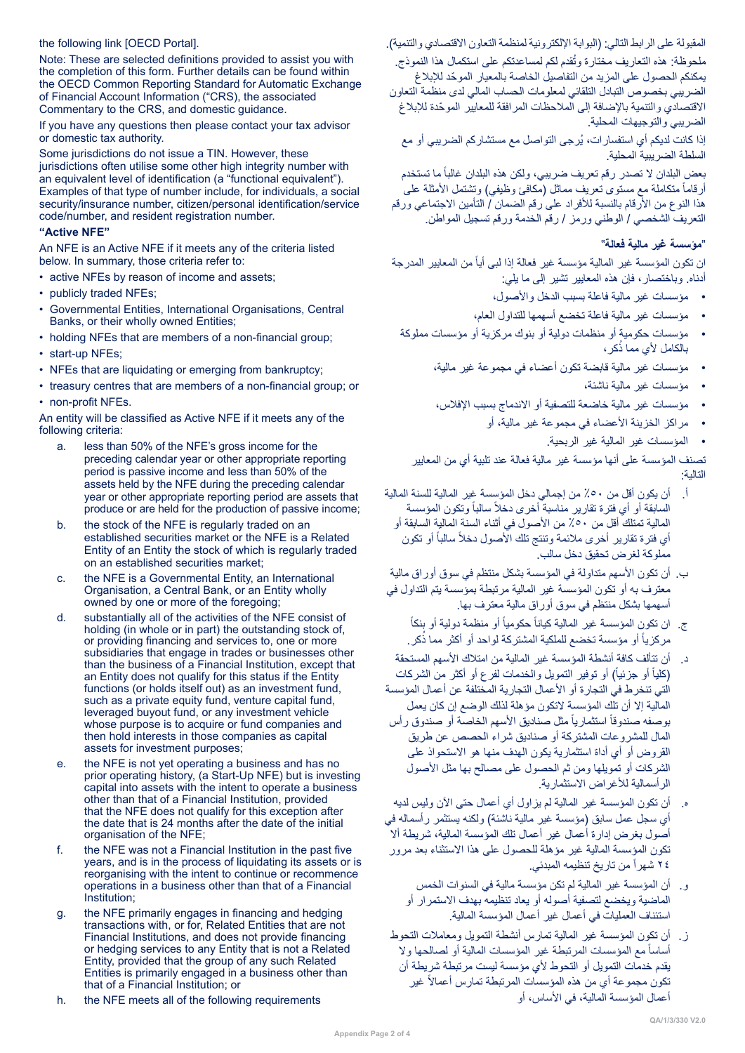the following link [OECD Portal].

Note: These are selected definitions provided to assist you with the completion of this form. Further details can be found within the OECD Common Reporting Standard for Automatic Exchange of Financial Account Information ("CRS), the associated Commentary to the CRS, and domestic guidance.

If you have any questions then please contact your tax advisor or domestic tax authority.

Some jurisdictions do not issue a TIN. However, these jurisdictions often utilise some other high integrity number with an equivalent level of identification (a "functional equivalent"). Examples of that type of number include, for individuals, a social security/insurance number, citizen/personal identification/service code/number, and resident registration number.

**"Active NFE"**

An NFE is an Active NFE if it meets any of the criteria listed below. In summary, those criteria refer to:

- active NFEs by reason of income and assets;
- publicly traded NFEs;
- Governmental Entities, International Organisations, Central Banks, or their wholly owned Entities;
- holding NFEs that are members of a non-financial group;
- start-up NFEs;
- NFEs that are liquidating or emerging from bankruptcy;
- treasury centres that are members of a non-financial group; or
- non-profit NFEs.

An entity will be classified as Active NFE if it meets any of the following criteria:

a. less than 50% of the NFE's gross income for the preceding calendar year or other appropriate reporting period is passive income and less than 50% of the assets held by the NFE during the preceding calendar year or other appropriate reporting period are assets that produce or are held for the production of passive income;

b. the stock of the NFE is regularly traded on an established securities market or the NFE is a Related Entity of an Entity the stock of which is regularly traded on an established securities market;

c. the NFE is a Governmental Entity, an International Organisation, a Central Bank, or an Entity wholly owned by one or more of the foregoing;

d. substantially all of the activities of the NFE consist of holding (in whole or in part) the outstanding stock of, or providing financing and services to, one or more subsidiaries that engage in trades or businesses other than the business of a Financial Institution, except that an Entity does not qualify for this status if the Entity functions (or holds itself out) as an investment fund, such as a private equity fund, venture capital fund, leveraged buyout fund, or any investment vehicle whose purpose is to acquire or fund companies and then hold interests in those companies as capital assets for investment purposes;

e. the NFE is not yet operating a business and has no prior operating history, (a Start-Up NFE) but is investing capital into assets with the intent to operate a business other than that of a Financial Institution, provided that the NFE does not qualify for this exception after the date that is 24 months after the date of the initial organisation of the NFE;

f. the NFE was not a Financial Institution in the past five years, and is in the process of liquidating its assets or is reorganising with the intent to continue or recommence operations in a business other than that of a Financial Institution;

g. the NFE primarily engages in financing and hedging transactions with, or for, Related Entities that are not Financial Institutions, and does not provide financing or hedging services to any Entity that is not a Related Entity, provided that the group of any such Related Entities is primarily engaged in a business other than that of a Financial Institution; or

h. the NFE meets all of the following requirements

المقبولة على الرابط التالي: (البوابة الإلكترونية لمنظمة التعاون الاقتصادي والتنمية).

ملحوظة: هذه التعاريف مختارة وتُقدم لكم لمساعدتكم على استكمال هذا النموذج. يمكنكم الحصول على المزيد من التفاصيل الخاصة بالمعيار الموحّد للإبلاغ الضريبي بخصوص التبادل التلقائي لمعلومات الحساب المالي لدى منظمة التعاون الاقتصادي والتنمية بالإضافة إلى الملاحظات المرافقة للمعايير الموحّدة للإبلاغ الضريبي والتوجيهات المحلية.

إذا كانت لديكم أي استفسارات، يُرجى التواصل مع مستشاركم الضريبي أو مع السلطة الضريبية المحلية.

بعض البلدان لا تصدر رقم تعريف ضريبي، ولكن هذه البلدان غالباً ما تستخدم أرقاماً متكاملة مع مستوى تعريف مماثل (مكافئ وظيفي) وتشتمل الأمثلة على هذا النوع من الأرقام بالنسبة للأفراد على رقم الضمان / التأمين الاجتماعي ورقم التعريف الشخصي / الوطني ورمز / رقم الخدمة ورقم تسجيل المواطن.

**"مؤسسة غير مالية فعالة"**

ان تكون المؤسسة غير المالية مؤسسة غير فعالة إذا لبى أياً من المعايير المدرجة أدناه. وباختصار، فإن هذه المعايير تشير إلى ما يلي:

- مؤسسات غير مالية فاعلة بسبب الدخل والأصول،
- مؤسسات غير مالية فاعلة تخضع أسهمها للتداول العام،
- مؤسسات حكومية أو منظمات دولية أو بنوك مركزية أو مؤسسات مملوكة بالكامل لأي مما ذُكر،
- مؤسسات غير مالية قابضة تكون أعضاء في مجموعة غير مالية،
- مؤسسات غير مالية ناشئة،
- مؤسسات غير مالية خاضعة للتصفية أو الاندماج بسبب الإفلاس،
- مراكز الخزينة الأعضاء في مجموعة غير مالية، أو
- المؤسسات غير المالية غير الربحية.

تصنف المؤسسة على أنها مؤسسة غير مالية فعالة عند تلبية أي من المعايير التالية:

أ. أن يكون أقل من ٥٠٪ من إجمالي دخل المؤسسة غير المالية للسنة المالية السابقة أو أي فترة تقارير مناسبة أخرى دخلاً سالباً وتكون المؤسسة المالية تمتلك أقل من ٥٠٪ من الأصول في أثناء السنة المالية السابقة أو أي فترة تقارير أخرى ملائمة وتنتج تلك الأصول دخلاً سالباً أو تكون مملوكة لغرض تحقيق دخل سالب.

ب. أن تكون الأسهم متداولة في المؤسسة بشكل منتظم في سوق أوراق مالية معترف به أو تكون المؤسسة غير المالية مرتبطة بمؤسسة يتم التداول في أسهمها بشكل منتظم في سوق أوراق مالية معترف بها.

ج. ان تكون المؤسسة غير المالية كياناً حكومياً أو منظمة دولية أو بنكاً مركزياً أو مؤسسة تخضع للملكية المشتركة لواحد أو أكثر مما ذُكر.

د. أن تتألف كافة أنشطة المؤسسة غير المالية من امتلاك الأسهم المستحقة (كلياً أو جزئياً) أو توفير التمويل والخدمات لفرع أو أكثر من الشركات التي تنخرط في التجارة أو الأعمال التجارية المختلفة عن أعمال المؤسسة المالية إلا أن تلك المؤسسة لاتكون مؤهلة لذلك الوضع إن كان يعمل بوصفه صندوقاً استثمارياً مثل صناديق الأسهم الخاصة أو صندوق رأس المال للمشروعات المشتركة أو صناديق شراء الحصص عن طريق القروض أو أي أداة استثمارية يكون الهدف منها هو الاستحواذ على الشركات أو تمويلها ومن ثم الحصول على مصالح بها مثل الأصول الرأسمالية للأغراض الاستثمارية.

ه. أن تكون المؤسسة غير المالية لم يزاول أي أعمال حتى الآن وليس لديه أي سجل عمل سابق (مؤسسة غير مالية ناشئة) ولكنه يستثمر رأسماله في أصول بغرض إدارة أعمال غير أعمال تلك المؤسسة المالية، شريطة ألا تكون المؤسسة المالية غير مؤهلة للحصول على هذا الاستثناء بعد مرور ٢٤ شهراً من تاريخ تنظيمه المبدئي.

و. أن المؤسسة غير المالية لم تكن مؤسسة مالية في السنوات الخمس الماضية ويخضع لتصفية أصوله أو يعاد تنظيمه بهدف الاستمرار أو استئناف العمليات في أعمال غير أعمال المؤسسة المالية.

ز. أن تكون المؤسسة غير المالية تمارس أنشطة التمويل ومعاملات التحوط أساساً مع المؤسسات المرتبطة غير المؤسسات المالية أو لصالحها ولا يقدم خدمات التمويل أو التحوط لأي مؤسسة ليست مرتبطة شريطة أن تكون مجموعة أي من هذه المؤسسات المرتبطة تمارس أعمالاً غير أعمال المؤسسة المالية، في الأساس، أو

QA/1/3/330 V2.0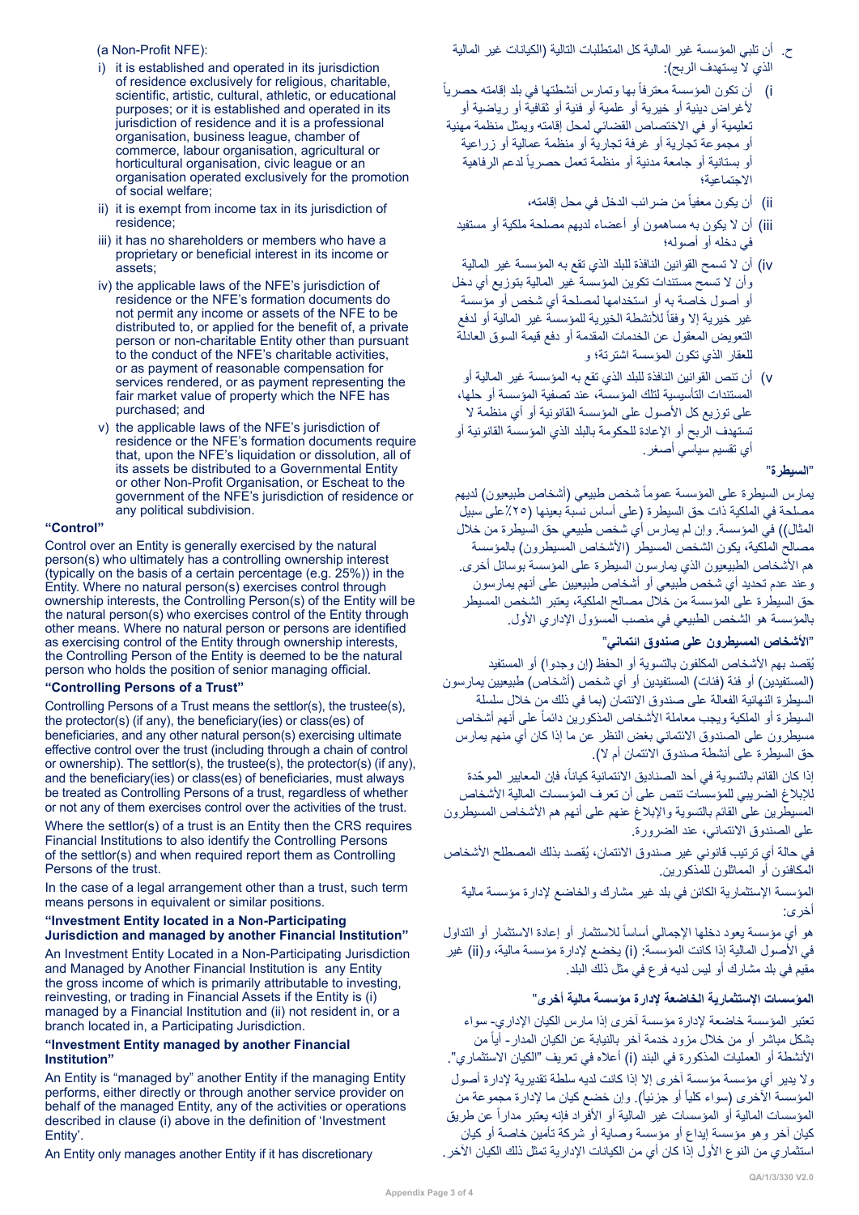(a Non-Profit NFE):

i) it is established and operated in its jurisdiction of residence exclusively for religious, charitable, scientific, artistic, cultural, athletic, or educational purposes; or it is established and operated in its jurisdiction of residence and it is a professional organisation, business league, chamber of commerce, labour organisation, agricultural or horticultural organisation, civic league or an organisation operated exclusively for the promotion of social welfare;
ii) it is exempt from income tax in its jurisdiction of residence;
iii) it has no shareholders or members who have a proprietary or beneficial interest in its income or assets;
iv) the applicable laws of the NFE's jurisdiction of residence or the NFE's formation documents do not permit any income or assets of the NFE to be distributed to, or applied for the benefit of, a private person or non-charitable Entity other than pursuant to the conduct of the NFE's charitable activities, or as payment of reasonable compensation for services rendered, or as payment representing the fair market value of property which the NFE has purchased; and
v) the applicable laws of the NFE's jurisdiction of residence or the NFE's formation documents require that, upon the NFE's liquidation or dissolution, all of its assets be distributed to a Governmental Entity or other Non-Profit Organisation, or Escheat to the government of the NFE's jurisdiction of residence or any political subdivision.

**“Control”**

Control over an Entity is generally exercised by the natural person(s) who ultimately has a controlling ownership interest (typically on the basis of a certain percentage (e.g. 25%)) in the Entity. Where no natural person(s) exercises control through ownership interests, the Controlling Person(s) of the Entity will be the natural person(s) who exercises control of the Entity through other means. Where no natural person or persons are identified as exercising control of the Entity through ownership interests, the Controlling Person of the Entity is deemed to be the natural person who holds the position of senior managing official.

**“Controlling Persons of a Trust”**

Controlling Persons of a Trust means the settlor(s), the trustee(s), the protector(s) (if any), the beneficiary(ies) or class(es) of beneficiaries, and any other natural person(s) exercising ultimate effective control over the trust (including through a chain of control or ownership). The settlor(s), the trustee(s), the protector(s) (if any), and the beneficiary(ies) or class(es) of beneficiaries, must always be treated as Controlling Persons of a trust, regardless of whether or not any of them exercises control over the activities of the trust.

Where the settlor(s) of a trust is an Entity then the CRS requires Financial Institutions to also identify the Controlling Persons of the settlor(s) and when required report them as Controlling Persons of the trust.

In the case of a legal arrangement other than a trust, such term means persons in equivalent or similar positions.

**“Investment Entity located in a Non-Participating Jurisdiction and managed by another Financial Institution”**

An Investment Entity Located in a Non-Participating Jurisdiction and Managed by Another Financial Institution is any Entity the gross income of which is primarily attributable to investing, reinvesting, or trading in Financial Assets if the Entity is (i) managed by a Financial Institution and (ii) not resident in, or a branch located in, a Participating Jurisdiction.

**“Investment Entity managed by another Financial Institution”**

An Entity is “managed by” another Entity if the managing Entity performs, either directly or through another service provider on behalf of the managed Entity, any of the activities or operations described in clause (i) above in the definition of ‘Investment Entity’.

An Entity only manages another Entity if it has discretionary

ح. أن تلبي المؤسسة غير المالية كل المتطلبات التالية (الكيانات غير المالية الذي لا يستهدف الربح):

i) أن تكون المؤسسة معترفاً بها وتمارس أنشطتها في بلد إقامته حصرياً لأغراض دينية أو خيرية أو علمية أو فنية أو ثقافية أو رياضية أو تعليمية أو في الاختصاص القضائي لمحل إقامته ويمثل منظمة مهنية أو مجموعة تجارية أو غرفة تجارية أو منظمة عمالية أو زراعية أو بستانية أو جامعة مدنية أو منظمة تعمل حصرياً لدعم الرفاهية الاجتماعية؛
ii) أن يكون معفياً من ضرائب الدخل في محل إقامته،
iii) أن لا يكون به مساهمون أو أعضاء لديهم مصلحة ملكية أو مستفيد في دخله أو أصوله؛
iv) أن لا تسمح القوانين النافذة للبلد الذي تقع به المؤسسة غير المالية وأن لا تسمح مستندات تكوين المؤسسة غير المالية بتوزيع أي دخل أو أصول خاصة به أو استخدامها لمصلحة أي شخص أو مؤسسة غير خيرية إلا وفقاً للأنشطة الخيرية للمؤسسة غير المالية أو لدفع التعويض المعقول عن الخدمات المقدمة أو دفع قيمة السوق العادلة للعقار الذي تكون المؤسسة اشترته؛ و
v) أن تنص القوانين النافذة للبلد الذي تقع به المؤسسة غير المالية أو المستندات التأسيسية لتلك المؤسسة، عند تصفية المؤسسة أو حلها، على توزيع كل الأصول على المؤسسة القانونية أو أي منظمة لا تستهدف الربح أو الإعادة للحكومة بالبلد الذي المؤسسة القانونية أو أي تقسيم سياسي أصغر.

**"السيطرة"**

يمارس السيطرة على المؤسسة عموماً شخص طبيعي (أشخاص طبيعيون) لديهم مصلحة في الملكية ذات حق السيطرة (على أساس نسبة بعينها (٢٥٪على سبيل المثال)) في المؤسسة. وإن لم يمارس أي شخص طبيعي حق السيطرة من خلال مصالح الملكية، يكون الشخص المسيطر (الأشخاص المسيطرون) بالمؤسسة هم الأشخاص الطبيعيون الذي يمارسون السيطرة على المؤسسة بوسائل أخرى. وعند عدم تحديد أي شخص طبيعي أو أشخاص طبيعيين على أنهم يمارسون حق السيطرة على المؤسسة من خلال مصالح الملكية، يعتبر الشخص المسيطر بالمؤسسة هو الشخص الطبيعي في منصب المسؤول الإداري الأول.

**"الأشخاص المسيطرون على صندوق ائتماني"**

يُقصد بهم الأشخاص المكلفون بالتسوية أو الحفظ (إن وجدوا) أو المستفيد (المستفيدين) أو فئة (فئات) المستفيدين أو أي شخص (أشخاص) طبيعيين يمارسون السيطرة النهائية الفعالة على صندوق الائتمان (بما في ذلك من خلال سلسلة السيطرة أو الملكية ويجب معاملة الأشخاص المذكورين دائماً على أنهم أشخاص مسيطرون على الصندوق الائتماني بغض النظر عن ما إذا كان أي منهم يمارس حق السيطرة على أنشطة صندوق الائتمان أم لا).

إذا كان القائم بالتسوية في أحد الصناديق الائتمانية كياناً، فإن المعايير الموحّدة للإبلاغ الضريبي للمؤسسات تنص على أن تعرف المؤسسات المالية الأشخاص المسيطرين على القائم بالتسوية والإبلاغ عنهم على أنهم هم الأشخاص المسيطرون على الصندوق الائتماني، عند الضرورة.

في حالة أي ترتيب قانوني غير صندوق الائتمان، يُقصد بذلك المصطلح الأشخاص المكافئون أو المماثلون للمذكورين.

المؤسسة الإستثمارية الكائن في بلد غير مشارك والخاضع لإدارة مؤسسة مالية أخرى:

هو أي مؤسسة يعود دخلها الإجمالي أساساً للاستثمار أو إعادة الاستثمار أو التداول في الأصول المالية إذا كانت المؤسسة: (i) يخضع لإدارة مؤسسة مالية، و(ii) غير مقيم في بلد مشارك أو ليس لديه فرع في مثل ذلك البلد.

**"المؤسسات الإستثمارية الخاضعة لإدارة مؤسسة مالية أخرى"**

تعتبر المؤسسة خاضعة لإدارة مؤسسة أخرى إذا مارس الكيان الإداري- سواء بشكل مباشر أو من خلال مزود خدمة آخر بالنيابة عن الكيان المدار- أياً من الأنشطة أو العمليات المذكورة في البند (i) أعلاه في تعريف "الكيان الاستثماري".

ولا يدير أي مؤسسة مؤسسة أخرى إلا إذا كانت لديه سلطة تقديرية لإدارة أصول المؤسسة الأخرى (سواء كلياً أو جزئياً). وإن خضع كيان ما لإدارة مجموعة من المؤسسات المالية أو المؤسسات غير المالية أو الأفراد فإنه يعتبر مداراً عن طريق كيان آخر وهو مؤسسة إيداع أو مؤسسة وصاية أو شركة تأمين خاصة أو كيان استثماري من النوع الأول إذا كان أي من الكيانات الإدارية تمثل ذلك الكيان الآخر.

QA/1/3/330 V2.0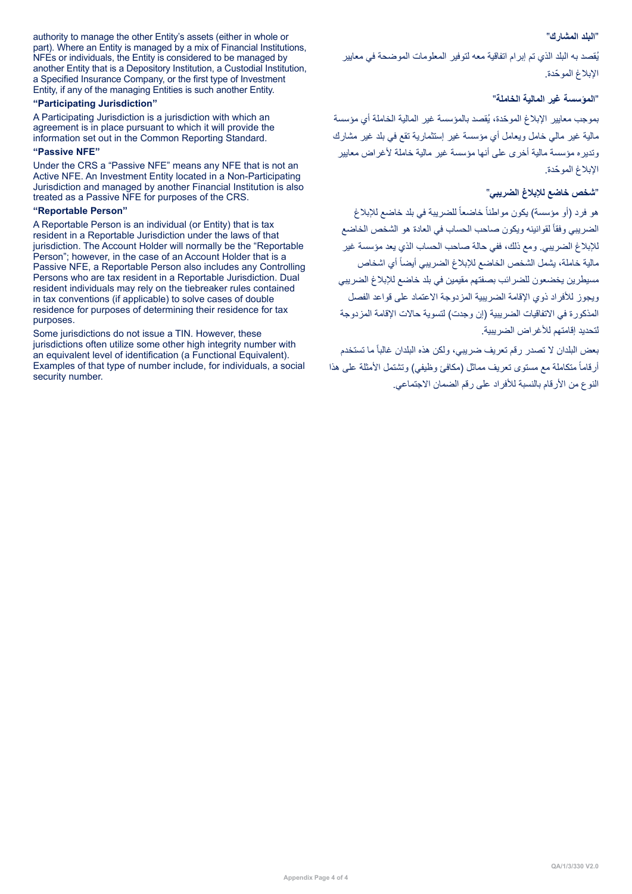authority to manage the other Entity's assets (either in whole or part). Where an Entity is managed by a mix of Financial Institutions, NFEs or individuals, the Entity is considered to be managed by another Entity that is a Depository Institution, a Custodial Institution, a Specified Insurance Company, or the first type of Investment Entity, if any of the managing Entities is such another Entity.

**"Participating Jurisdiction"**

A Participating Jurisdiction is a jurisdiction with which an agreement is in place pursuant to which it will provide the information set out in the Common Reporting Standard.

**"Passive NFE"**

Under the CRS a "Passive NFE" means any NFE that is not an Active NFE. An Investment Entity located in a Non-Participating Jurisdiction and managed by another Financial Institution is also treated as a Passive NFE for purposes of the CRS.

**"Reportable Person"**

A Reportable Person is an individual (or Entity) that is tax resident in a Reportable Jurisdiction under the laws of that jurisdiction. The Account Holder will normally be the "Reportable Person"; however, in the case of an Account Holder that is a Passive NFE, a Reportable Person also includes any Controlling Persons who are tax resident in a Reportable Jurisdiction. Dual resident individuals may rely on the tiebreaker rules contained in tax conventions (if applicable) to solve cases of double residence for purposes of determining their residence for tax purposes.

Some jurisdictions do not issue a TIN. However, these jurisdictions often utilize some other high integrity number with an equivalent level of identification (a Functional Equivalent). Examples of that type of number include, for individuals, a social security number.

**"البلد المشارك"**

يُقصد به البلد الذي تم إبرام اتفاقية معه لتوفير المعلومات الموضحة في معايير الإبلاغ الموحّدة.

**"المؤسسة غير المالية الخاملة"**

بموجب معايير الإبلاغ الموحّدة، يُقصد بالمؤسسة غير المالية الخاملة أي مؤسسة مالية غير مالي خامل ويعامل أي مؤسسة غير إستثمارية تقع في بلد غير مشارك وتديره مؤسسة مالية أخرى على أنها مؤسسة غير مالية خاملة لأغراض معايير الإبلاغ الموحّدة.

**"شخص خاضع للإبلاغ الضريبي"**

هو فرد (أو مؤسسة) يكون مواطناً خاضعاً للضريبة في بلد خاضع للإبلاغ الضريبي وفقاً لقوانينه ويكون صاحب الحساب في العادة هو الشخص الخاضع للإبلاغ الضريبي. ومع ذلك، ففي حالة صاحب الحساب الذي يعد مؤسسة غير مالية خاملة، يشمل الشخص الخاضع للإبلاغ الضريبي أيضاً أي اشخاص مسيطرين يخضعون للضرائب بصفتهم مقيمين في بلد خاضع للإبلاغ الضريبي ويجوز للأفراد ذوي الإقامة الضريبية المزدوجة الاعتماد على قواعد الفصل المذكورة في الاتفاقيات الضريبية (إن وجدت) لتسوية حالات الإقامة المزدوجة لتحديد إقامتهم للأغراض الضريبية.

بعض البلدان لا تصدر رقم تعريف ضريبي، ولكن هذه البلدان غالباً ما تستخدم أرقاماً متكاملة مع مستوى تعريف مماثل (مكافئ وظيفي) وتشمل الأمثلة على هذا النوع من الأرقام بالنسبة للأفراد على رقم الضمان الاجتماعي.

QA/1/3/330 V2.0